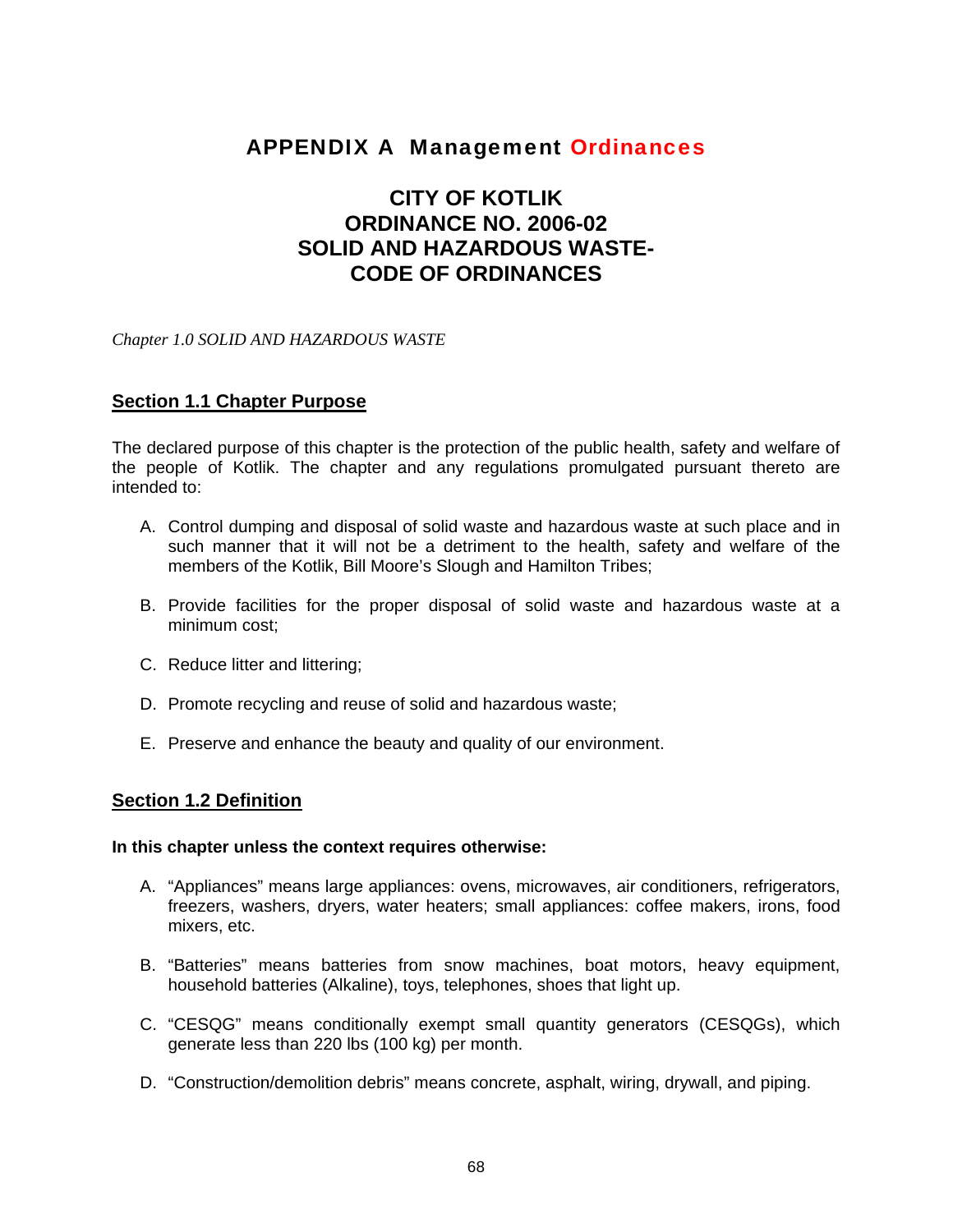# APPENDIX A Management Ordinances

## CITY OF KOTLIK
## ORDINANCE NO. 2006-02
## SOLID AND HAZARDOUS WASTE-
## CODE OF ORDINANCES

*Chapter 1.0 SOLID AND HAZARDOUS WASTE*

### Section 1.1 Chapter Purpose

The declared purpose of this chapter is the protection of the public health, safety and welfare of the people of Kotlik. The chapter and any regulations promulgated pursuant thereto are intended to:

A. Control dumping and disposal of solid waste and hazardous waste at such place and in such manner that it will not be a detriment to the health, safety and welfare of the members of the Kotlik, Bill Moore's Slough and Hamilton Tribes;

B. Provide facilities for the proper disposal of solid waste and hazardous waste at a minimum cost;

C. Reduce litter and littering;

D. Promote recycling and reuse of solid and hazardous waste;

E. Preserve and enhance the beauty and quality of our environment.

### Section 1.2 Definition

**In this chapter unless the context requires otherwise:**

A. "Appliances" means large appliances: ovens, microwaves, air conditioners, refrigerators, freezers, washers, dryers, water heaters; small appliances: coffee makers, irons, food mixers, etc.

B. "Batteries" means batteries from snow machines, boat motors, heavy equipment, household batteries (Alkaline), toys, telephones, shoes that light up.

C. "CESQG" means conditionally exempt small quantity generators (CESQGs), which generate less than 220 lbs (100 kg) per month.

D. "Construction/demolition debris" means concrete, asphalt, wiring, drywall, and piping.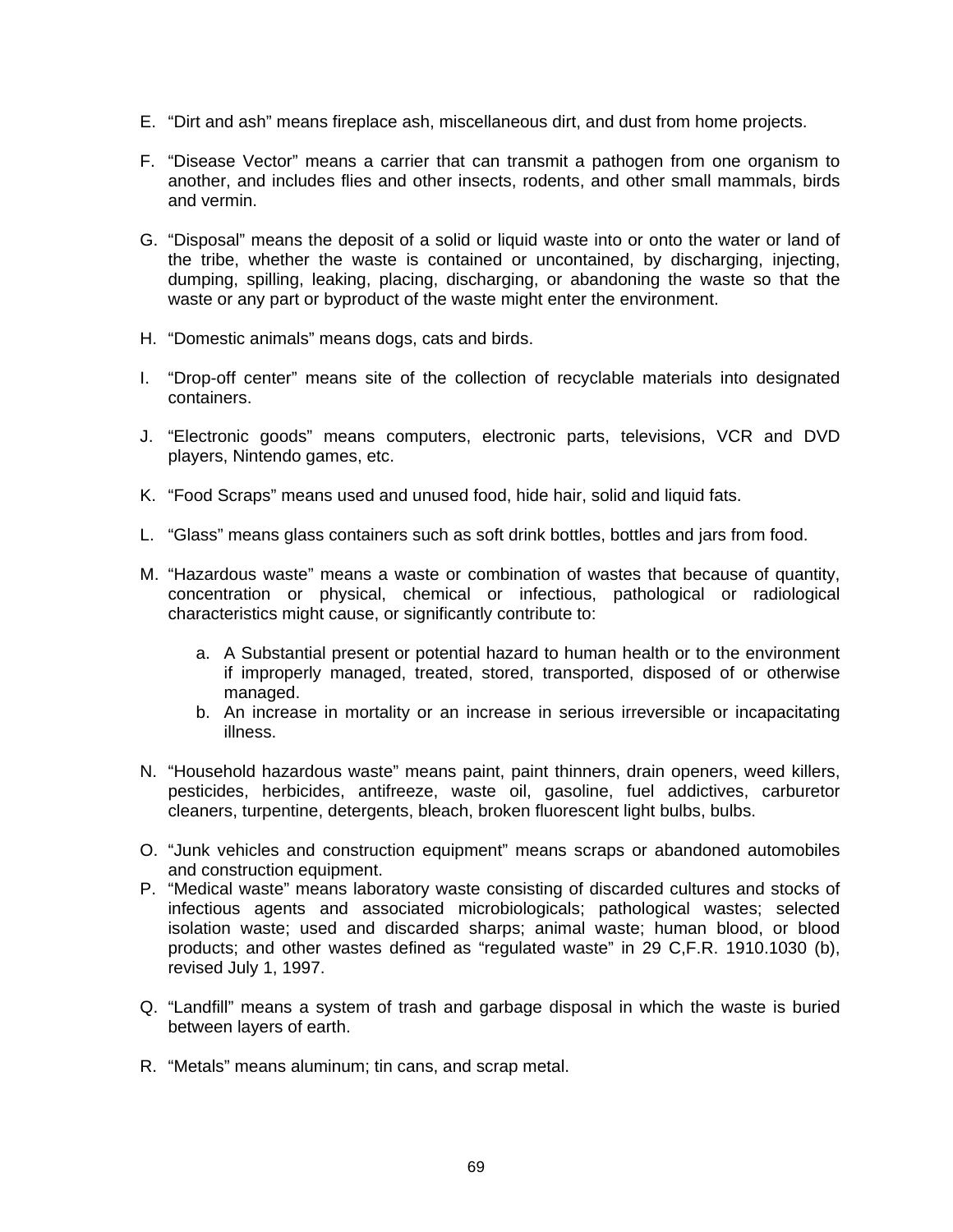E. "Dirt and ash" means fireplace ash, miscellaneous dirt, and dust from home projects.

F. "Disease Vector" means a carrier that can transmit a pathogen from one organism to another, and includes flies and other insects, rodents, and other small mammals, birds and vermin.

G. "Disposal" means the deposit of a solid or liquid waste into or onto the water or land of the tribe, whether the waste is contained or uncontained, by discharging, injecting, dumping, spilling, leaking, placing, discharging, or abandoning the waste so that the waste or any part or byproduct of the waste might enter the environment.

H. "Domestic animals" means dogs, cats and birds.

I. "Drop-off center" means site of the collection of recyclable materials into designated containers.

J. "Electronic goods" means computers, electronic parts, televisions, VCR and DVD players, Nintendo games, etc.

K. "Food Scraps" means used and unused food, hide hair, solid and liquid fats.

L. "Glass" means glass containers such as soft drink bottles, bottles and jars from food.

M. "Hazardous waste" means a waste or combination of wastes that because of quantity, concentration or physical, chemical or infectious, pathological or radiological characteristics might cause, or significantly contribute to:

   a. A Substantial present or potential hazard to human health or to the environment if improperly managed, treated, stored, transported, disposed of or otherwise managed.
   b. An increase in mortality or an increase in serious irreversible or incapacitating illness.

N. "Household hazardous waste" means paint, paint thinners, drain openers, weed killers, pesticides, herbicides, antifreeze, waste oil, gasoline, fuel addictives, carburetor cleaners, turpentine, detergents, bleach, broken fluorescent light bulbs, bulbs.

O. "Junk vehicles and construction equipment" means scraps or abandoned automobiles and construction equipment.

P. "Medical waste" means laboratory waste consisting of discarded cultures and stocks of infectious agents and associated microbiologicals; pathological wastes; selected isolation waste; used and discarded sharps; animal waste; human blood, or blood products; and other wastes defined as "regulated waste" in 29 C,F.R. 1910.1030 (b), revised July 1, 1997.

Q. "Landfill" means a system of trash and garbage disposal in which the waste is buried between layers of earth.

R. "Metals" means aluminum; tin cans, and scrap metal.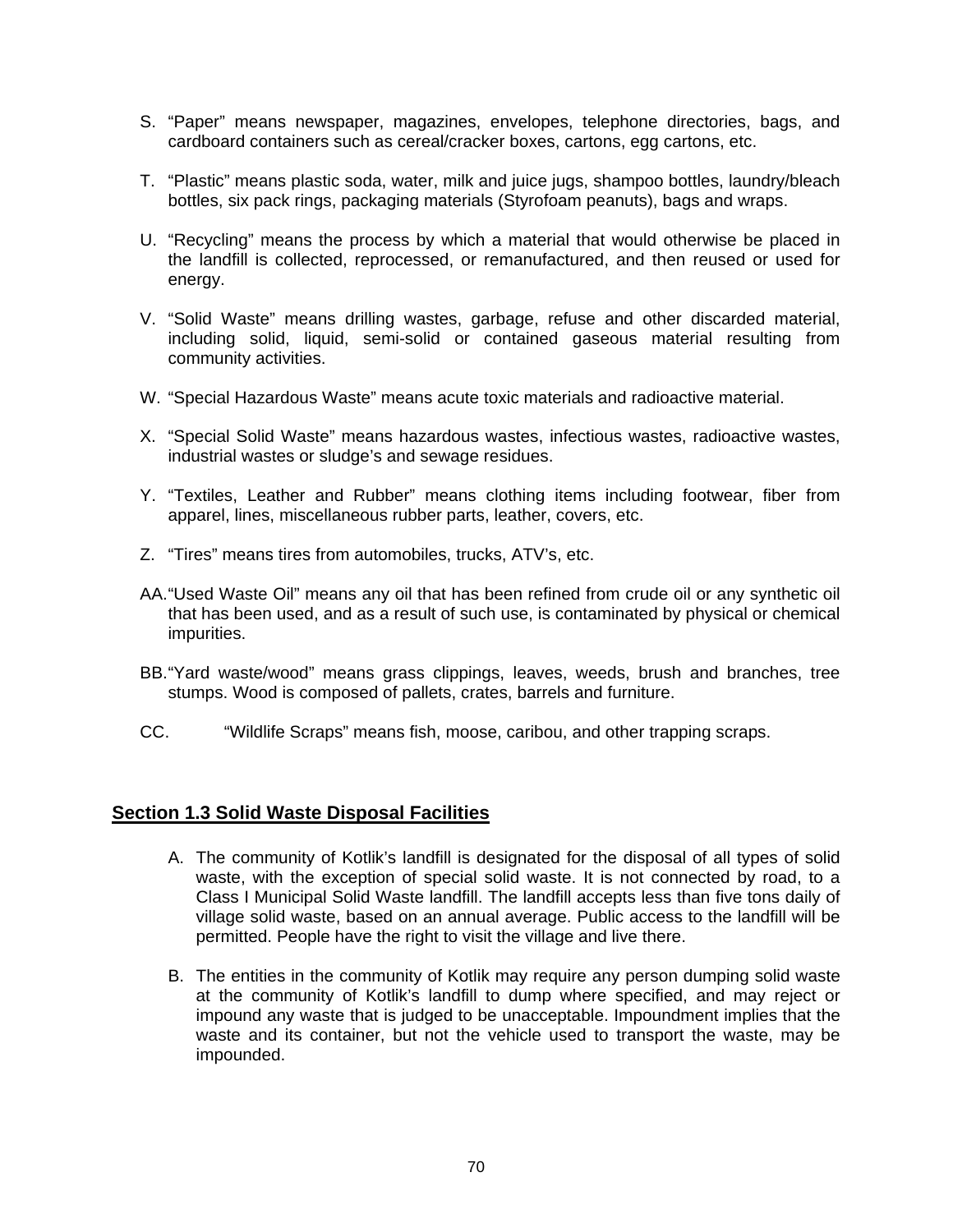S. "Paper" means newspaper, magazines, envelopes, telephone directories, bags, and cardboard containers such as cereal/cracker boxes, cartons, egg cartons, etc.

T. "Plastic" means plastic soda, water, milk and juice jugs, shampoo bottles, laundry/bleach bottles, six pack rings, packaging materials (Styrofoam peanuts), bags and wraps.

U. "Recycling" means the process by which a material that would otherwise be placed in the landfill is collected, reprocessed, or remanufactured, and then reused or used for energy.

V. "Solid Waste" means drilling wastes, garbage, refuse and other discarded material, including solid, liquid, semi-solid or contained gaseous material resulting from community activities.

W. "Special Hazardous Waste" means acute toxic materials and radioactive material.

X. "Special Solid Waste" means hazardous wastes, infectious wastes, radioactive wastes, industrial wastes or sludge's and sewage residues.

Y. "Textiles, Leather and Rubber" means clothing items including footwear, fiber from apparel, lines, miscellaneous rubber parts, leather, covers, etc.

Z. "Tires" means tires from automobiles, trucks, ATV's, etc.

AA. "Used Waste Oil" means any oil that has been refined from crude oil or any synthetic oil that has been used, and as a result of such use, is contaminated by physical or chemical impurities.

BB. "Yard waste/wood" means grass clippings, leaves, weeds, brush and branches, tree stumps. Wood is composed of pallets, crates, barrels and furniture.

CC. "Wildlife Scraps" means fish, moose, caribou, and other trapping scraps.

## Section 1.3 Solid Waste Disposal Facilities

A. The community of Kotlik's landfill is designated for the disposal of all types of solid waste, with the exception of special solid waste. It is not connected by road, to a Class I Municipal Solid Waste landfill. The landfill accepts less than five tons daily of village solid waste, based on an annual average. Public access to the landfill will be permitted. People have the right to visit the village and live there.

B. The entities in the community of Kotlik may require any person dumping solid waste at the community of Kotlik's landfill to dump where specified, and may reject or impound any waste that is judged to be unacceptable. Impoundment implies that the waste and its container, but not the vehicle used to transport the waste, may be impounded.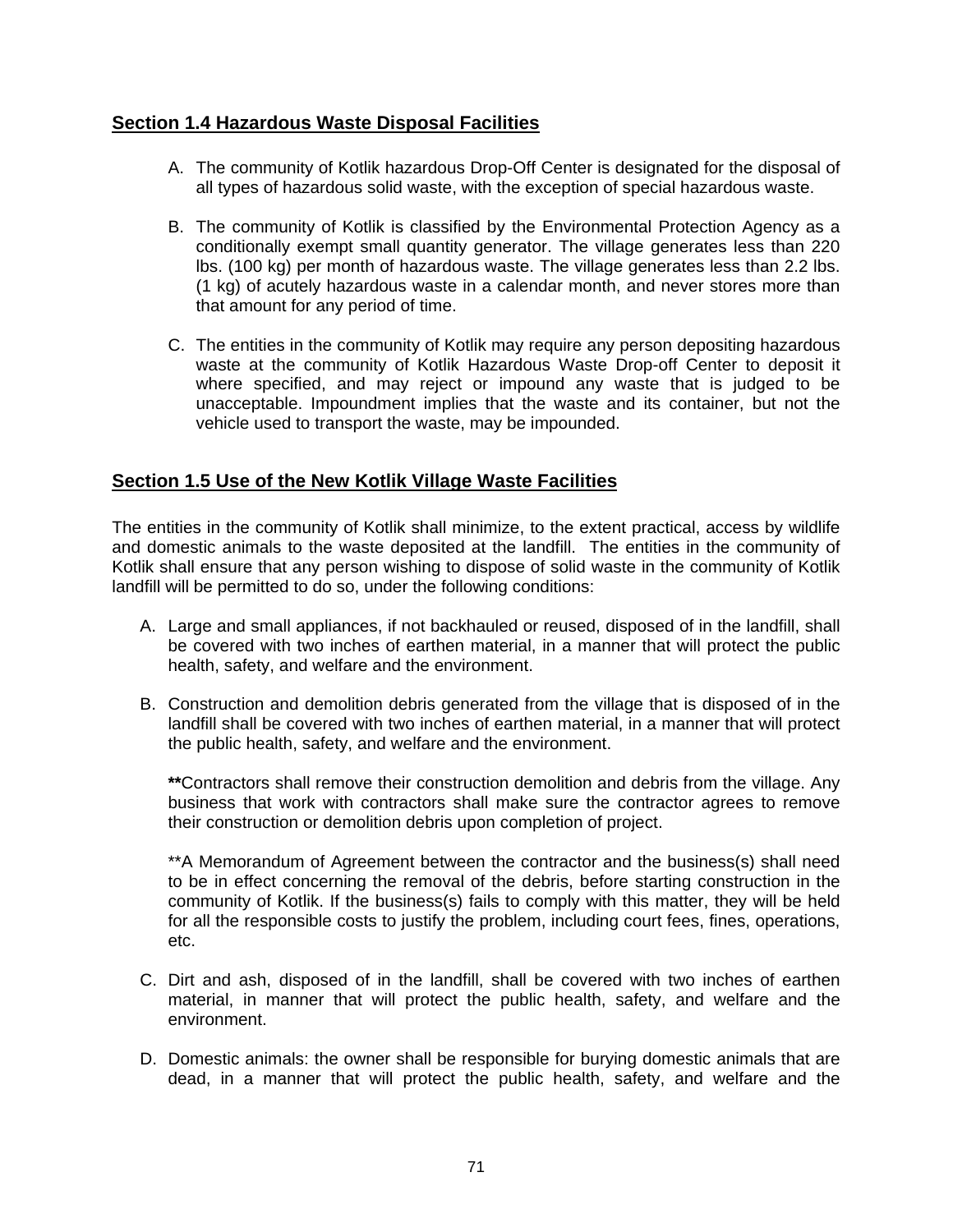## Section 1.4 Hazardous Waste Disposal Facilities

A. The community of Kotlik hazardous Drop-Off Center is designated for the disposal of all types of hazardous solid waste, with the exception of special hazardous waste.

B. The community of Kotlik is classified by the Environmental Protection Agency as a conditionally exempt small quantity generator. The village generates less than 220 lbs. (100 kg) per month of hazardous waste. The village generates less than 2.2 lbs. (1 kg) of acutely hazardous waste in a calendar month, and never stores more than that amount for any period of time.

C. The entities in the community of Kotlik may require any person depositing hazardous waste at the community of Kotlik Hazardous Waste Drop-off Center to deposit it where specified, and may reject or impound any waste that is judged to be unacceptable. Impoundment implies that the waste and its container, but not the vehicle used to transport the waste, may be impounded.

## Section 1.5 Use of the New Kotlik Village Waste Facilities

The entities in the community of Kotlik shall minimize, to the extent practical, access by wildlife and domestic animals to the waste deposited at the landfill. The entities in the community of Kotlik shall ensure that any person wishing to dispose of solid waste in the community of Kotlik landfill will be permitted to do so, under the following conditions:

A. Large and small appliances, if not backhauled or reused, disposed of in the landfill, shall be covered with two inches of earthen material, in a manner that will protect the public health, safety, and welfare and the environment.

B. Construction and demolition debris generated from the village that is disposed of in the landfill shall be covered with two inches of earthen material, in a manner that will protect the public health, safety, and welfare and the environment.

   **\*\***Contractors shall remove their construction demolition and debris from the village. Any business that work with contractors shall make sure the contractor agrees to remove their construction or demolition debris upon completion of project.

   \*\*A Memorandum of Agreement between the contractor and the business(s) shall need to be in effect concerning the removal of the debris, before starting construction in the community of Kotlik. If the business(s) fails to comply with this matter, they will be held for all the responsible costs to justify the problem, including court fees, fines, operations, etc.

C. Dirt and ash, disposed of in the landfill, shall be covered with two inches of earthen material, in manner that will protect the public health, safety, and welfare and the environment.

D. Domestic animals: the owner shall be responsible for burying domestic animals that are dead, in a manner that will protect the public health, safety, and welfare and the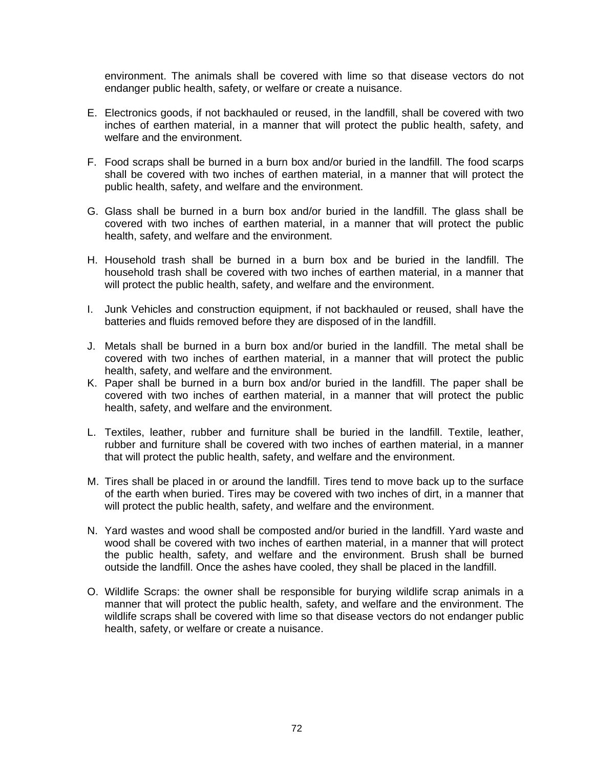environment. The animals shall be covered with lime so that disease vectors do not endanger public health, safety, or welfare or create a nuisance.

E. Electronics goods, if not backhauled or reused, in the landfill, shall be covered with two inches of earthen material, in a manner that will protect the public health, safety, and welfare and the environment.

F. Food scraps shall be burned in a burn box and/or buried in the landfill. The food scarps shall be covered with two inches of earthen material, in a manner that will protect the public health, safety, and welfare and the environment.

G. Glass shall be burned in a burn box and/or buried in the landfill. The glass shall be covered with two inches of earthen material, in a manner that will protect the public health, safety, and welfare and the environment.

H. Household trash shall be burned in a burn box and be buried in the landfill. The household trash shall be covered with two inches of earthen material, in a manner that will protect the public health, safety, and welfare and the environment.

I. Junk Vehicles and construction equipment, if not backhauled or reused, shall have the batteries and fluids removed before they are disposed of in the landfill.

J. Metals shall be burned in a burn box and/or buried in the landfill. The metal shall be covered with two inches of earthen material, in a manner that will protect the public health, safety, and welfare and the environment.

K. Paper shall be burned in a burn box and/or buried in the landfill. The paper shall be covered with two inches of earthen material, in a manner that will protect the public health, safety, and welfare and the environment.

L. Textiles, leather, rubber and furniture shall be buried in the landfill. Textile, leather, rubber and furniture shall be covered with two inches of earthen material, in a manner that will protect the public health, safety, and welfare and the environment.

M. Tires shall be placed in or around the landfill. Tires tend to move back up to the surface of the earth when buried. Tires may be covered with two inches of dirt, in a manner that will protect the public health, safety, and welfare and the environment.

N. Yard wastes and wood shall be composted and/or buried in the landfill. Yard waste and wood shall be covered with two inches of earthen material, in a manner that will protect the public health, safety, and welfare and the environment. Brush shall be burned outside the landfill. Once the ashes have cooled, they shall be placed in the landfill.

O. Wildlife Scraps: the owner shall be responsible for burying wildlife scrap animals in a manner that will protect the public health, safety, and welfare and the environment. The wildlife scraps shall be covered with lime so that disease vectors do not endanger public health, safety, or welfare or create a nuisance.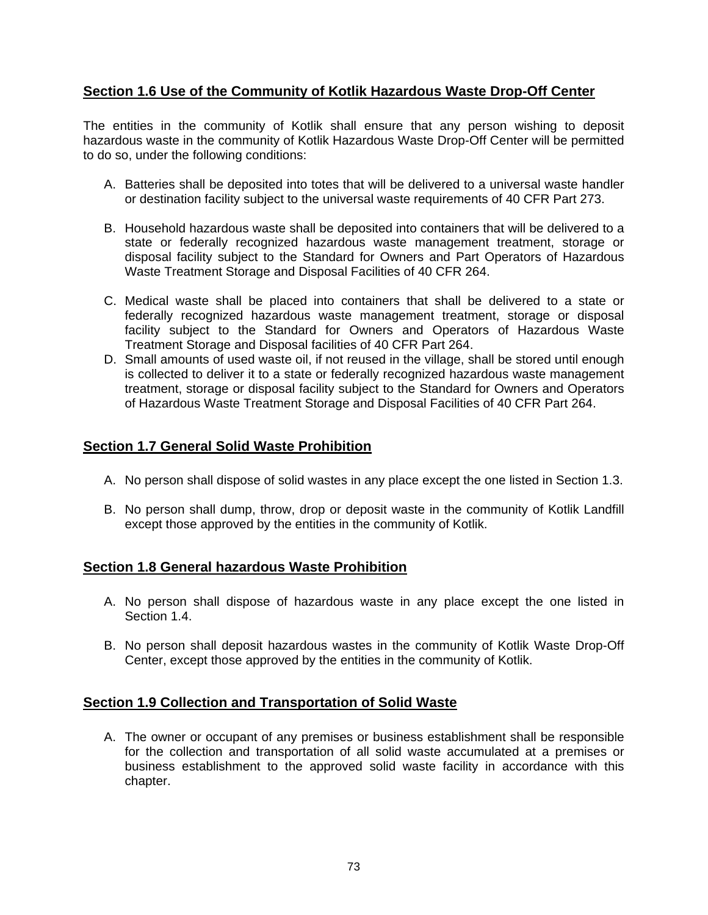## Section 1.6 Use of the Community of Kotlik Hazardous Waste Drop-Off Center

The entities in the community of Kotlik shall ensure that any person wishing to deposit hazardous waste in the community of Kotlik Hazardous Waste Drop-Off Center will be permitted to do so, under the following conditions:

A. Batteries shall be deposited into totes that will be delivered to a universal waste handler or destination facility subject to the universal waste requirements of 40 CFR Part 273.

B. Household hazardous waste shall be deposited into containers that will be delivered to a state or federally recognized hazardous waste management treatment, storage or disposal facility subject to the Standard for Owners and Part Operators of Hazardous Waste Treatment Storage and Disposal Facilities of 40 CFR 264.

C. Medical waste shall be placed into containers that shall be delivered to a state or federally recognized hazardous waste management treatment, storage or disposal facility subject to the Standard for Owners and Operators of Hazardous Waste Treatment Storage and Disposal facilities of 40 CFR Part 264.

D. Small amounts of used waste oil, if not reused in the village, shall be stored until enough is collected to deliver it to a state or federally recognized hazardous waste management treatment, storage or disposal facility subject to the Standard for Owners and Operators of Hazardous Waste Treatment Storage and Disposal Facilities of 40 CFR Part 264.

## Section 1.7 General Solid Waste Prohibition

A. No person shall dispose of solid wastes in any place except the one listed in Section 1.3.

B. No person shall dump, throw, drop or deposit waste in the community of Kotlik Landfill except those approved by the entities in the community of Kotlik.

## Section 1.8 General hazardous Waste Prohibition

A. No person shall dispose of hazardous waste in any place except the one listed in Section 1.4.

B. No person shall deposit hazardous wastes in the community of Kotlik Waste Drop-Off Center, except those approved by the entities in the community of Kotlik.

## Section 1.9 Collection and Transportation of Solid Waste

A. The owner or occupant of any premises or business establishment shall be responsible for the collection and transportation of all solid waste accumulated at a premises or business establishment to the approved solid waste facility in accordance with this chapter.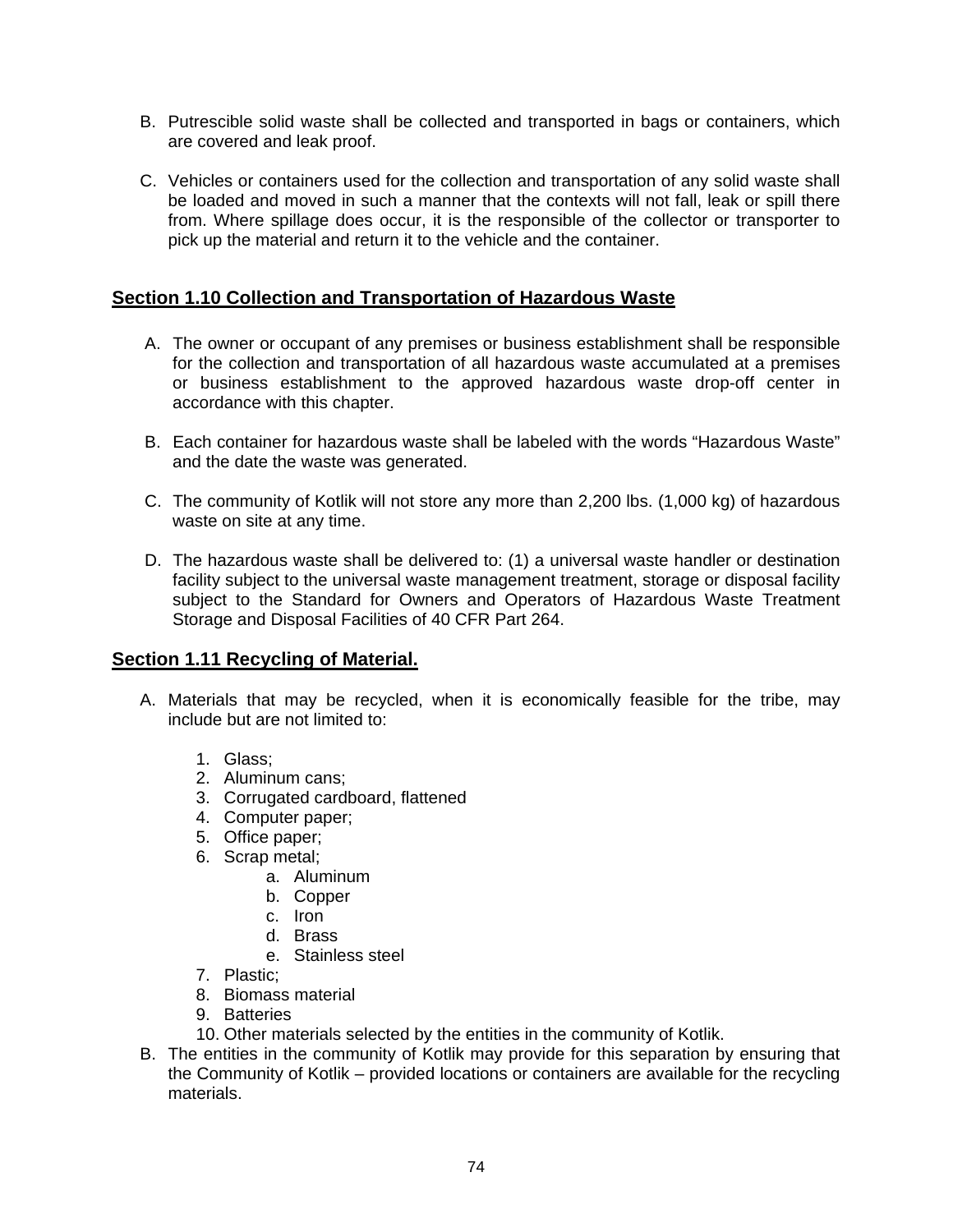B. Putrescible solid waste shall be collected and transported in bags or containers, which are covered and leak proof.

C. Vehicles or containers used for the collection and transportation of any solid waste shall be loaded and moved in such a manner that the contexts will not fall, leak or spill there from. Where spillage does occur, it is the responsible of the collector or transporter to pick up the material and return it to the vehicle and the container.

## Section 1.10 Collection and Transportation of Hazardous Waste

A. The owner or occupant of any premises or business establishment shall be responsible for the collection and transportation of all hazardous waste accumulated at a premises or business establishment to the approved hazardous waste drop-off center in accordance with this chapter.

B. Each container for hazardous waste shall be labeled with the words "Hazardous Waste" and the date the waste was generated.

C. The community of Kotlik will not store any more than 2,200 lbs. (1,000 kg) of hazardous waste on site at any time.

D. The hazardous waste shall be delivered to: (1) a universal waste handler or destination facility subject to the universal waste management treatment, storage or disposal facility subject to the Standard for Owners and Operators of Hazardous Waste Treatment Storage and Disposal Facilities of 40 CFR Part 264.

## Section 1.11 Recycling of Material.

A. Materials that may be recycled, when it is economically feasible for the tribe, may include but are not limited to:

   1. Glass;
   2. Aluminum cans;
   3. Corrugated cardboard, flattened
   4. Computer paper;
   5. Office paper;
   6. Scrap metal;
      a. Aluminum
      b. Copper
      c. Iron
      d. Brass
      e. Stainless steel
   7. Plastic;
   8. Biomass material
   9. Batteries
   10. Other materials selected by the entities in the community of Kotlik.

B. The entities in the community of Kotlik may provide for this separation by ensuring that the Community of Kotlik – provided locations or containers are available for the recycling materials.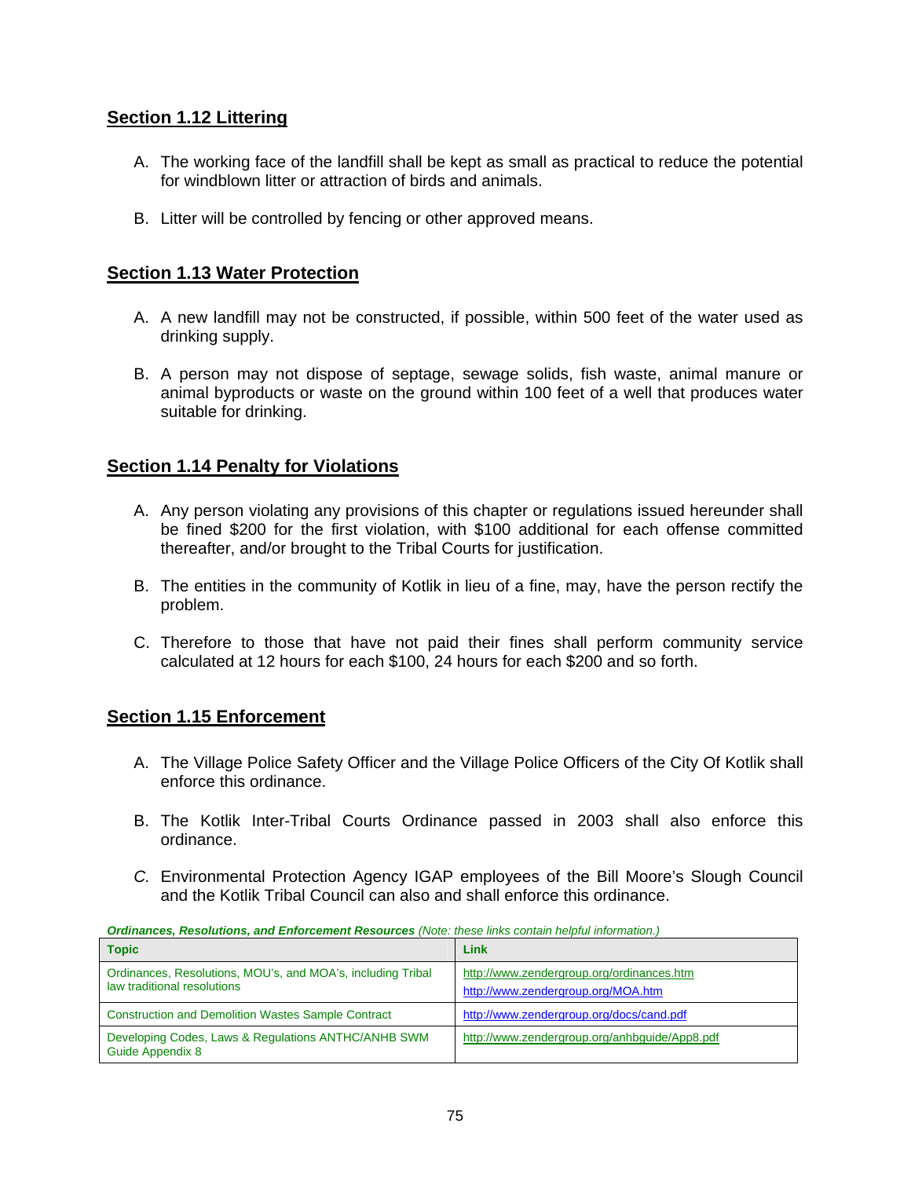## Section 1.12 Littering

A. The working face of the landfill shall be kept as small as practical to reduce the potential for windblown litter or attraction of birds and animals.

B. Litter will be controlled by fencing or other approved means.

## Section 1.13 Water Protection

A. A new landfill may not be constructed, if possible, within 500 feet of the water used as drinking supply.

B. A person may not dispose of septage, sewage solids, fish waste, animal manure or animal byproducts or waste on the ground within 100 feet of a well that produces water suitable for drinking.

## Section 1.14 Penalty for Violations

A. Any person violating any provisions of this chapter or regulations issued hereunder shall be fined $200 for the first violation, with $100 additional for each offense committed thereafter, and/or brought to the Tribal Courts for justification.

B. The entities in the community of Kotlik in lieu of a fine, may, have the person rectify the problem.

C. Therefore to those that have not paid their fines shall perform community service calculated at 12 hours for each $100, 24 hours for each $200 and so forth.

## Section 1.15 Enforcement

A. The Village Police Safety Officer and the Village Police Officers of the City Of Kotlik shall enforce this ordinance.

B. The Kotlik Inter-Tribal Courts Ordinance passed in 2003 shall also enforce this ordinance.

*C.* Environmental Protection Agency IGAP employees of the Bill Moore's Slough Council and the Kotlik Tribal Council can also and shall enforce this ordinance.

***Ordinances, Resolutions, and Enforcement Resources*** *(Note: these links contain helpful information.)*

| Topic | Link |
|---|---|
| Ordinances, Resolutions, MOU's, and MOA's, including Tribal law traditional resolutions | http://www.zendergroup.org/ordinances.htm<br>http://www.zendergroup.org/MOA.htm |
| Construction and Demolition Wastes Sample Contract | http://www.zendergroup.org/docs/cand.pdf |
| Developing Codes, Laws & Regulations ANTHC/ANHB SWM Guide Appendix 8 | http://www.zendergroup.org/anhbguide/App8.pdf |